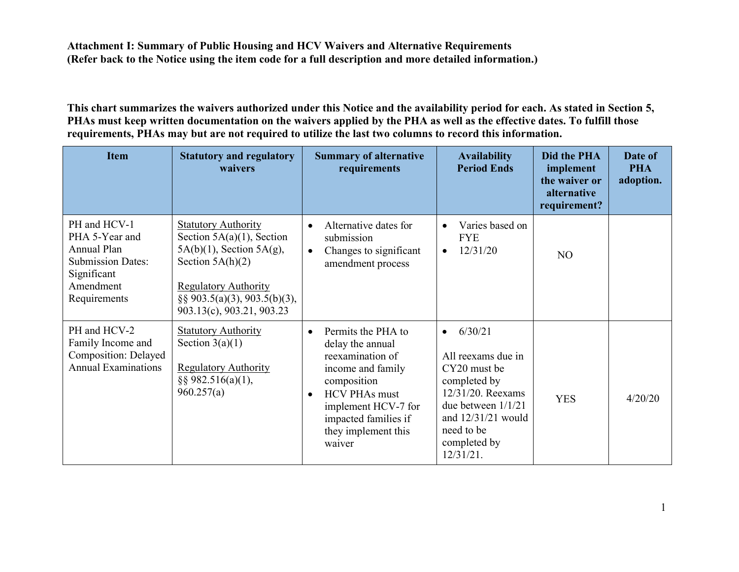**Attachment I: Summary of Public Housing and HCV Waivers and Alternative Requirements**
**(Refer back to the Notice using the item code for a full description and more detailed information.)**

**This chart summarizes the waivers authorized under this Notice and the availability period for each. As stated in Section 5, PHAs must keep written documentation on the waivers applied by the PHA as well as the effective dates. To fulfill those requirements, PHAs may but are not required to utilize the last two columns to record this information.**

| Item | Statutory and regulatory waivers | Summary of alternative requirements | Availability Period Ends | Did the PHA implement the waiver or alternative requirement? | Date of PHA adoption. |
|---|---|---|---|---|---|
| PH and HCV-1 PHA 5-Year and Annual Plan Submission Dates: Significant Amendment Requirements | Statutory Authority<br>Section 5A(a)(1), Section 5A(b)(1), Section 5A(g), Section 5A(h)(2)<br><br>Regulatory Authority<br>§§ 903.5(a)(3), 903.5(b)(3), 903.13(c), 903.21, 903.23 | • Alternative dates for submission<br>• Changes to significant amendment process | • Varies based on FYE<br>• 12/31/20 | NO | |
| PH and HCV-2 Family Income and Composition: Delayed Annual Examinations | Statutory Authority<br>Section 3(a)(1)<br><br>Regulatory Authority<br>§§ 982.516(a)(1), 960.257(a) | • Permits the PHA to delay the annual reexamination of income and family composition<br>• HCV PHAs must implement HCV-7 for impacted families if they implement this waiver | • 6/30/21<br><br>All reexams due in CY20 must be completed by 12/31/20. Reexams due between 1/1/21 and 12/31/21 would need to be completed by 12/31/21. | YES | 4/20/20 |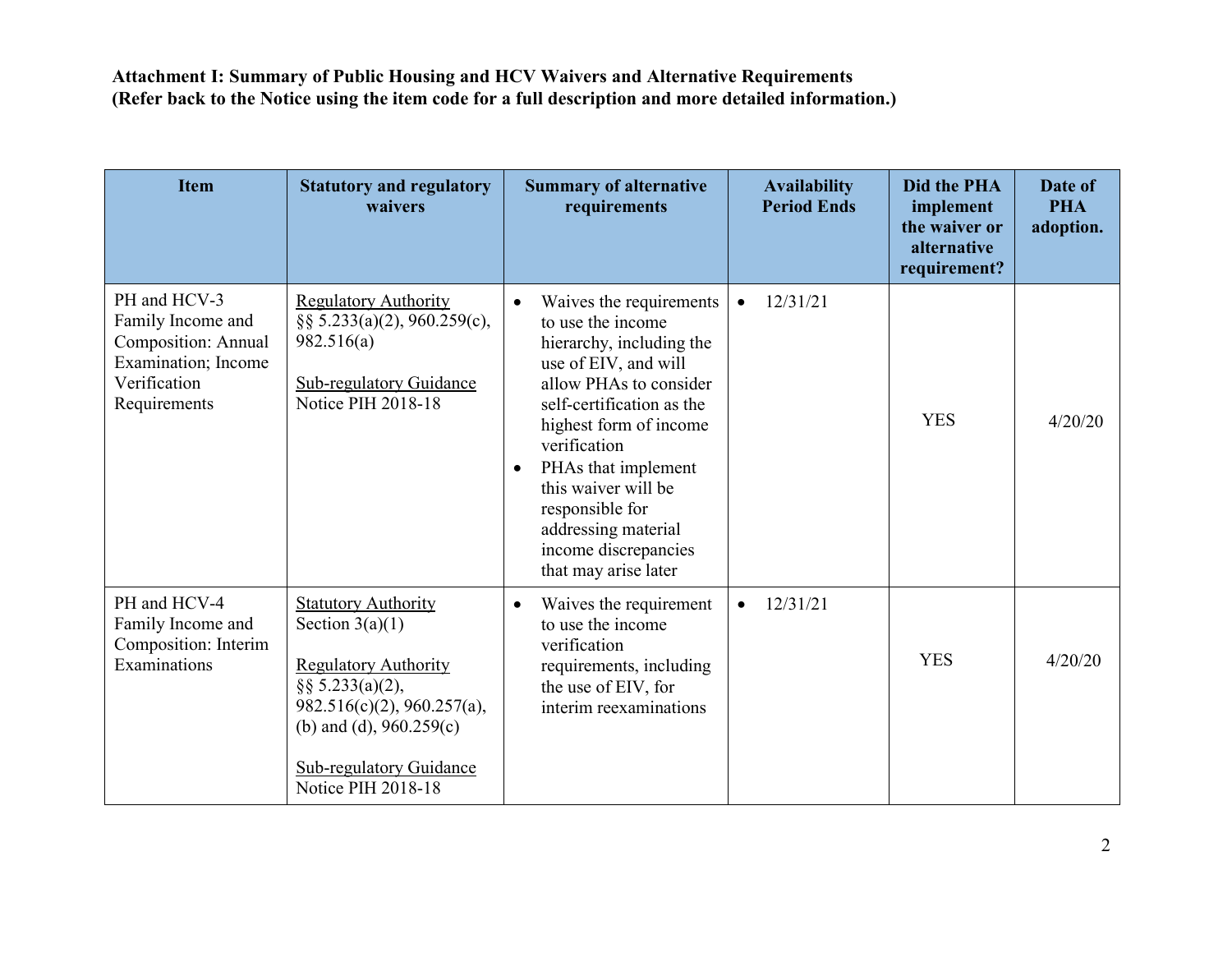**Attachment I: Summary of Public Housing and HCV Waivers and Alternative Requirements**
**(Refer back to the Notice using the item code for a full description and more detailed information.)**

| Item | Statutory and regulatory waivers | Summary of alternative requirements | Availability Period Ends | Did the PHA implement the waiver or alternative requirement? | Date of PHA adoption. |
|---|---|---|---|---|---|
| PH and HCV-3 Family Income and Composition: Annual Examination; Income Verification Requirements | <u>Regulatory Authority</u> §§ 5.233(a)(2), 960.259(c), 982.516(a)<br><br><u>Sub-regulatory Guidance</u> Notice PIH 2018-18 | • Waives the requirements to use the income hierarchy, including the use of EIV, and will allow PHAs to consider self-certification as the highest form of income verification<br>• PHAs that implement this waiver will be responsible for addressing material income discrepancies that may arise later | • 12/31/21 | YES | 4/20/20 |
| PH and HCV-4 Family Income and Composition: Interim Examinations | <u>Statutory Authority</u> Section 3(a)(1)<br><br><u>Regulatory Authority</u> §§ 5.233(a)(2), 982.516(c)(2), 960.257(a), (b) and (d), 960.259(c)<br><br><u>Sub-regulatory Guidance</u> Notice PIH 2018-18 | • Waives the requirement to use the income verification requirements, including the use of EIV, for interim reexaminations | • 12/31/21 | YES | 4/20/20 |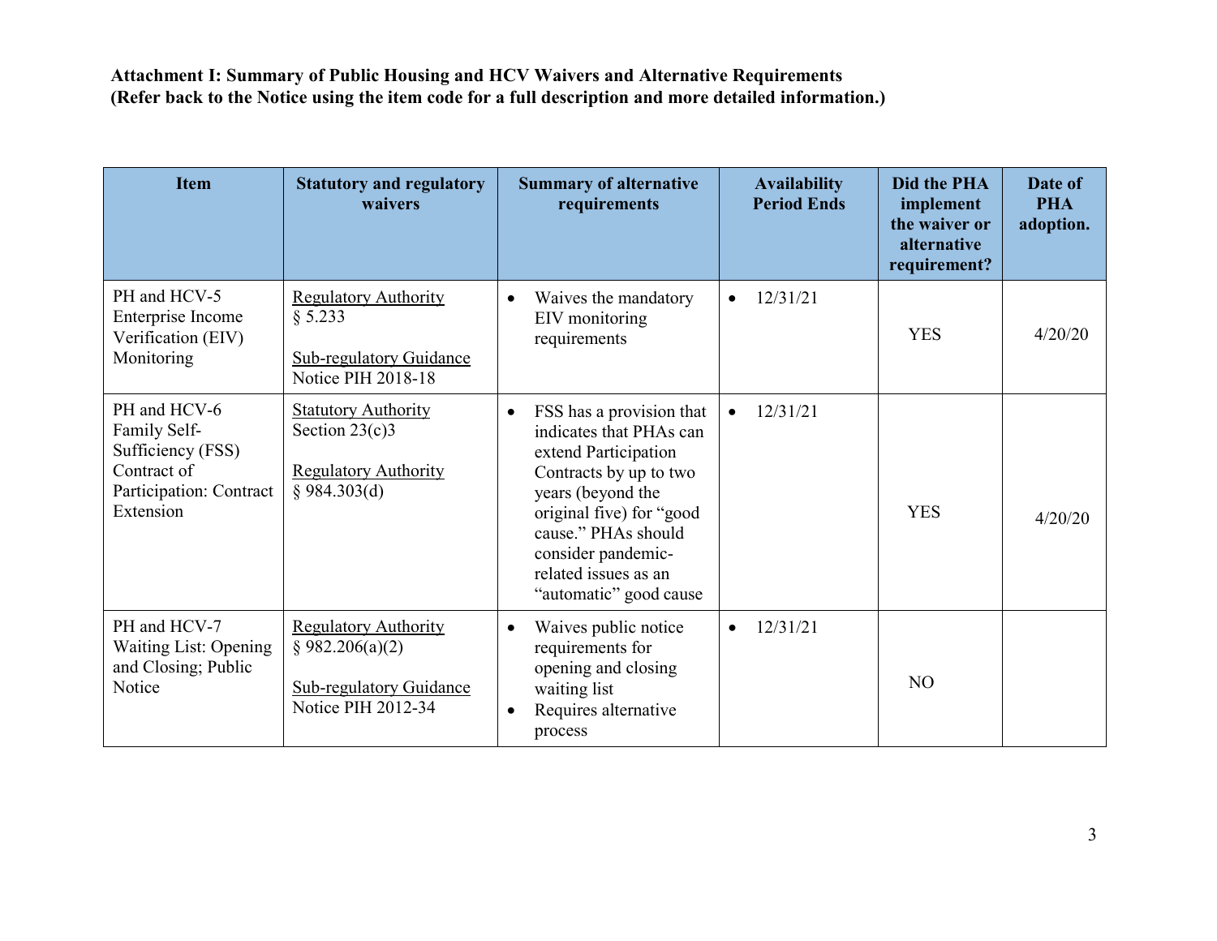**Attachment I: Summary of Public Housing and HCV Waivers and Alternative Requirements**
**(Refer back to the Notice using the item code for a full description and more detailed information.)**

| Item | Statutory and regulatory waivers | Summary of alternative requirements | Availability Period Ends | Did the PHA implement the waiver or alternative requirement? | Date of PHA adoption. |
|---|---|---|---|---|---|
| PH and HCV-5 Enterprise Income Verification (EIV) Monitoring | Regulatory Authority<br>§ 5.233<br><br>Sub-regulatory Guidance<br>Notice PIH 2018-18 | • Waives the mandatory EIV monitoring requirements | • 12/31/21 | YES | 4/20/20 |
| PH and HCV-6 Family Self-Sufficiency (FSS) Contract of Participation: Contract Extension | Statutory Authority<br>Section 23(c)3<br><br>Regulatory Authority<br>§ 984.303(d) | • FSS has a provision that indicates that PHAs can extend Participation Contracts by up to two years (beyond the original five) for "good cause." PHAs should consider pandemic-related issues as an "automatic" good cause | • 12/31/21 | YES | 4/20/20 |
| PH and HCV-7 Waiting List: Opening and Closing; Public Notice | Regulatory Authority<br>§ 982.206(a)(2)<br><br>Sub-regulatory Guidance<br>Notice PIH 2012-34 | • Waives public notice requirements for opening and closing waiting list<br>• Requires alternative process | • 12/31/21 | NO | |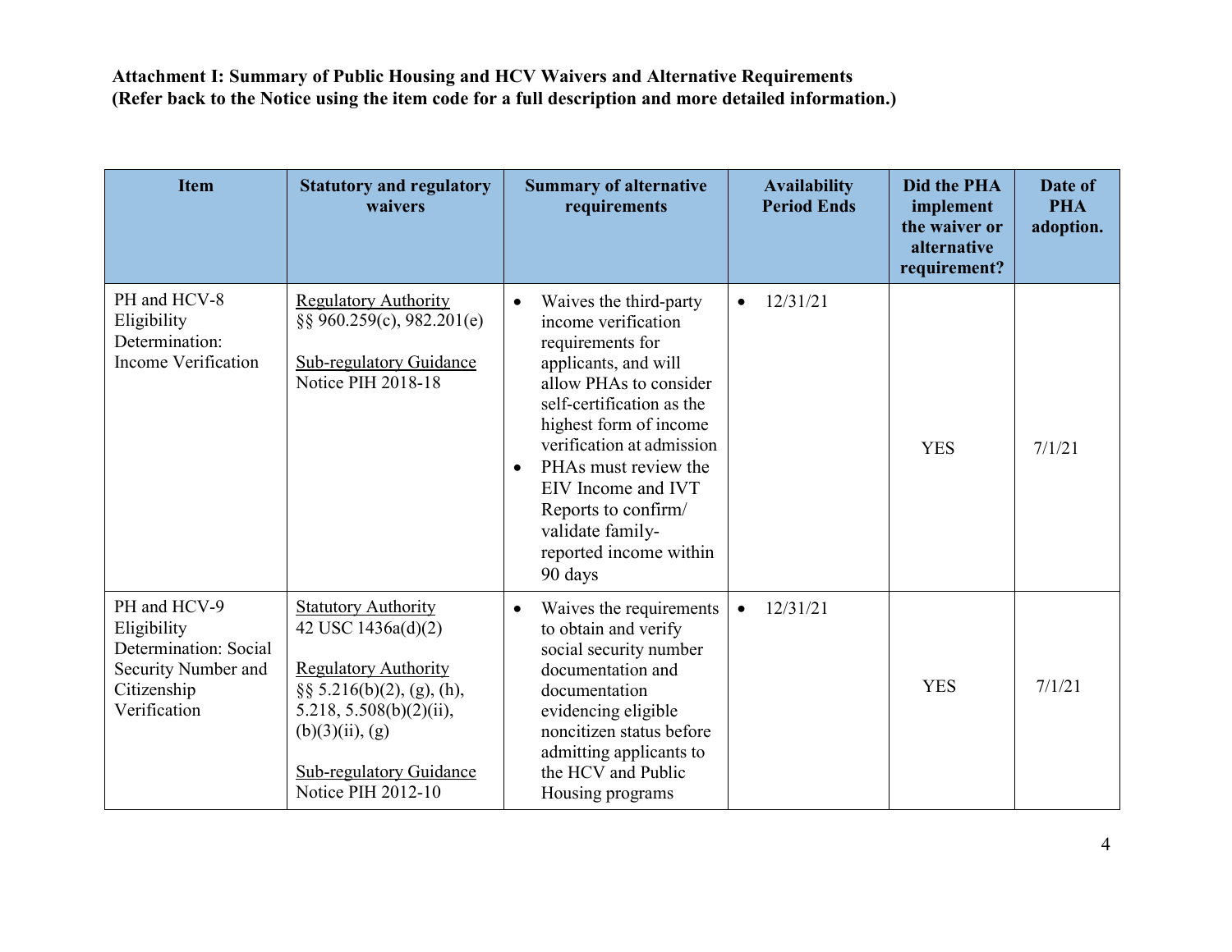**Attachment I: Summary of Public Housing and HCV Waivers and Alternative Requirements**
**(Refer back to the Notice using the item code for a full description and more detailed information.)**

| Item | Statutory and regulatory waivers | Summary of alternative requirements | Availability Period Ends | Did the PHA implement the waiver or alternative requirement? | Date of PHA adoption. |
|---|---|---|---|---|---|
| PH and HCV-8 Eligibility Determination: Income Verification | Regulatory Authority<br>§§ 960.259(c), 982.201(e)<br><br>Sub-regulatory Guidance<br>Notice PIH 2018-18 | • Waives the third-party income verification requirements for applicants, and will allow PHAs to consider self-certification as the highest form of income verification at admission<br>• PHAs must review the EIV Income and IVT Reports to confirm/ validate family-reported income within 90 days | • 12/31/21 | YES | 7/1/21 |
| PH and HCV-9 Eligibility Determination: Social Security Number and Citizenship Verification | Statutory Authority<br>42 USC 1436a(d)(2)<br><br>Regulatory Authority<br>§§ 5.216(b)(2), (g), (h), 5.218, 5.508(b)(2)(ii), (b)(3)(ii), (g)<br><br>Sub-regulatory Guidance<br>Notice PIH 2012-10 | • Waives the requirements to obtain and verify social security number documentation and documentation evidencing eligible noncitizen status before admitting applicants to the HCV and Public Housing programs | • 12/31/21 | YES | 7/1/21 |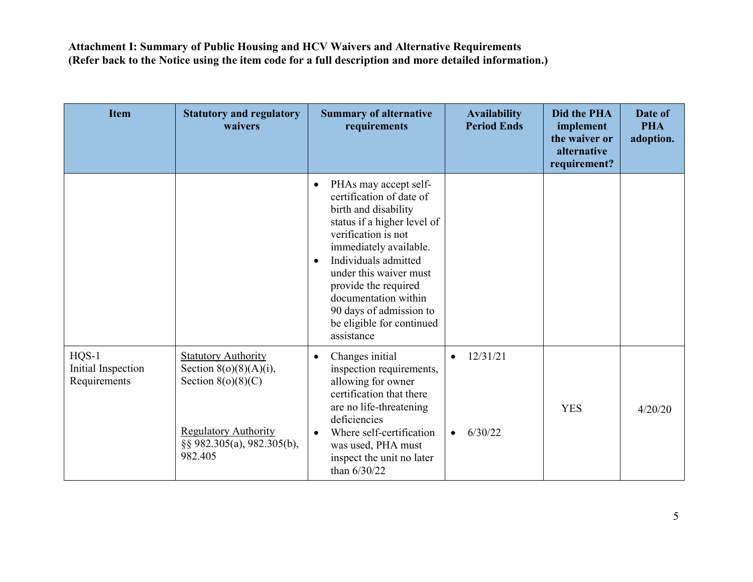**Attachment I: Summary of Public Housing and HCV Waivers and Alternative Requirements**
**(Refer back to the Notice using the item code for a full description and more detailed information.)**

| Item | Statutory and regulatory waivers | Summary of alternative requirements | Availability Period Ends | Did the PHA implement the waiver or alternative requirement? | Date of PHA adoption. |
|---|---|---|---|---|---|
| | | • PHAs may accept self-certification of date of birth and disability status if a higher level of verification is not immediately available.<br>• Individuals admitted under this waiver must provide the required documentation within 90 days of admission to be eligible for continued assistance | | | |
| HQS-1<br>Initial Inspection Requirements | Statutory Authority<br>Section 8(o)(8)(A)(i), Section 8(o)(8)(C)<br><br>Regulatory Authority<br>§§ 982.305(a), 982.305(b), 982.405 | • Changes initial inspection requirements, allowing for owner certification that there are no life-threatening deficiencies<br>• Where self-certification was used, PHA must inspect the unit no later than 6/30/22 | • 12/31/21<br><br>• 6/30/22 | YES | 4/20/20 |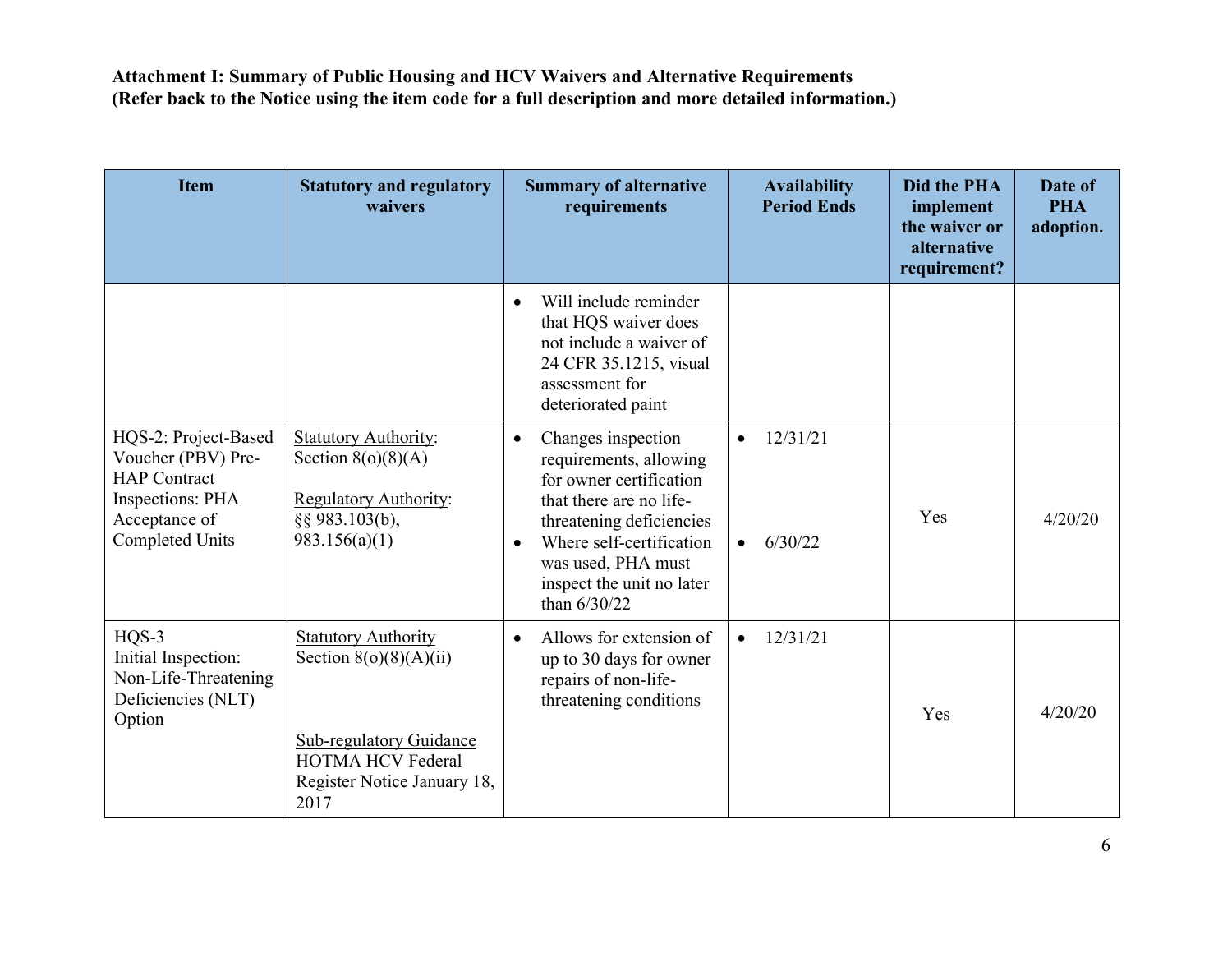**Attachment I: Summary of Public Housing and HCV Waivers and Alternative Requirements**
**(Refer back to the Notice using the item code for a full description and more detailed information.)**

| Item | Statutory and regulatory waivers | Summary of alternative requirements | Availability Period Ends | Did the PHA implement the waiver or alternative requirement? | Date of PHA adoption. |
|---|---|---|---|---|---|
| | | • Will include reminder that HQS waiver does not include a waiver of 24 CFR 35.1215, visual assessment for deteriorated paint | | | |
| HQS-2: Project-Based Voucher (PBV) Pre-HAP Contract Inspections: PHA Acceptance of Completed Units | Statutory Authority: Section 8(o)(8)(A)<br><br>Regulatory Authority: §§ 983.103(b), 983.156(a)(1) | • Changes inspection requirements, allowing for owner certification that there are no life-threatening deficiencies<br>• Where self-certification was used, PHA must inspect the unit no later than 6/30/22 | • 12/31/21<br><br>• 6/30/22 | Yes | 4/20/20 |
| HQS-3 Initial Inspection: Non-Life-Threatening Deficiencies (NLT) Option | Statutory Authority Section 8(o)(8)(A)(ii)<br><br>Sub-regulatory Guidance HOTMA HCV Federal Register Notice January 18, 2017 | • Allows for extension of up to 30 days for owner repairs of non-life-threatening conditions | • 12/31/21 | Yes | 4/20/20 |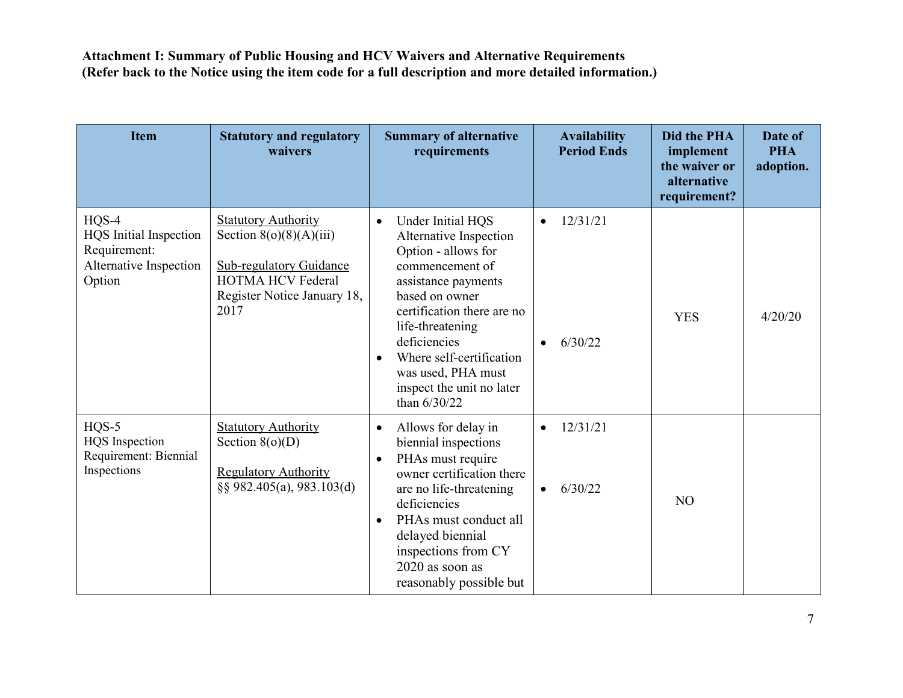**Attachment I: Summary of Public Housing and HCV Waivers and Alternative Requirements**
**(Refer back to the Notice using the item code for a full description and more detailed information.)**

| Item | Statutory and regulatory waivers | Summary of alternative requirements | Availability Period Ends | Did the PHA implement the waiver or alternative requirement? | Date of PHA adoption. |
|---|---|---|---|---|---|
| HQS-4<br>HQS Initial Inspection Requirement: Alternative Inspection Option | Statutory Authority<br>Section 8(o)(8)(A)(iii)<br><br>Sub-regulatory Guidance<br>HOTMA HCV Federal Register Notice January 18, 2017 | • Under Initial HQS Alternative Inspection Option - allows for commencement of assistance payments based on owner certification there are no life-threatening deficiencies<br>• Where self-certification was used, PHA must inspect the unit no later than 6/30/22 | • 12/31/21<br><br>• 6/30/22 | YES | 4/20/20 |
| HQS-5<br>HQS Inspection Requirement: Biennial Inspections | Statutory Authority<br>Section 8(o)(D)<br><br>Regulatory Authority<br>§§ 982.405(a), 983.103(d) | • Allows for delay in biennial inspections<br>• PHAs must require owner certification there are no life-threatening deficiencies<br>• PHAs must conduct all delayed biennial inspections from CY 2020 as soon as reasonably possible but | • 12/31/21<br><br>• 6/30/22 | NO | |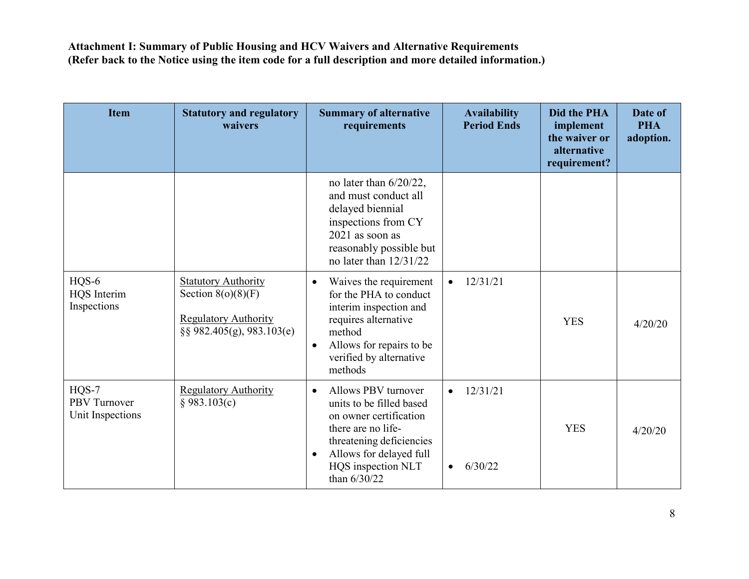**Attachment I: Summary of Public Housing and HCV Waivers and Alternative Requirements**
**(Refer back to the Notice using the item code for a full description and more detailed information.)**

| Item | Statutory and regulatory waivers | Summary of alternative requirements | Availability Period Ends | Did the PHA implement the waiver or alternative requirement? | Date of PHA adoption. |
|---|---|---|---|---|---|
| | | no later than 6/20/22, and must conduct all delayed biennial inspections from CY 2021 as soon as reasonably possible but no later than 12/31/22 | | | |
| HQS-6 HQS Interim Inspections | Statutory Authority Section 8(o)(8)(F) <br><br> Regulatory Authority §§ 982.405(g), 983.103(e) | • Waives the requirement for the PHA to conduct interim inspection and requires alternative method <br> • Allows for repairs to be verified by alternative methods | • 12/31/21 | YES | 4/20/20 |
| HQS-7 PBV Turnover Unit Inspections | Regulatory Authority § 983.103(c) | • Allows PBV turnover units to be filled based on owner certification there are no life-threatening deficiencies <br> • Allows for delayed full HQS inspection NLT than 6/30/22 | • 12/31/21 <br><br> • 6/30/22 | YES | 4/20/20 |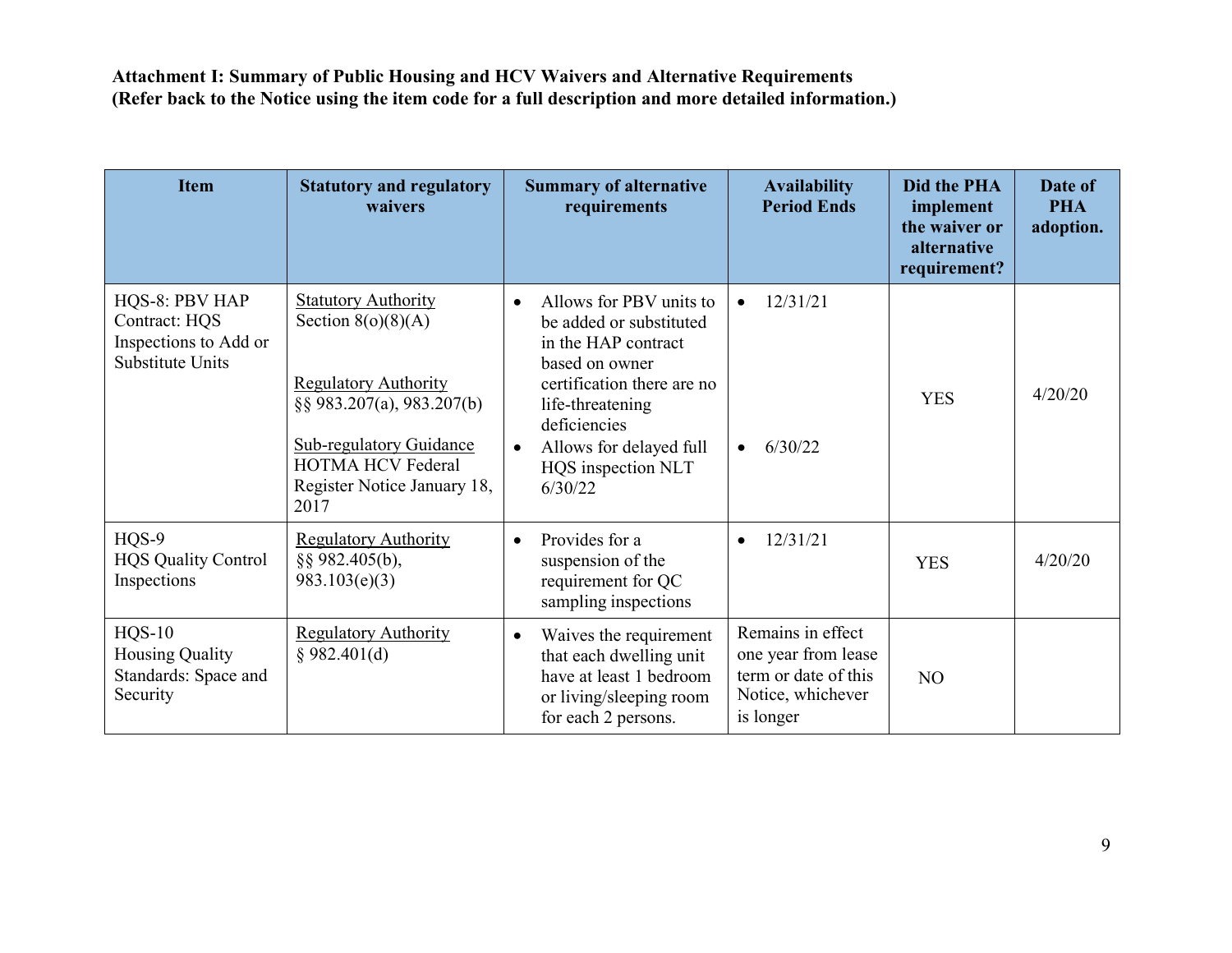**Attachment I: Summary of Public Housing and HCV Waivers and Alternative Requirements (Refer back to the Notice using the item code for a full description and more detailed information.)**

| Item | Statutory and regulatory waivers | Summary of alternative requirements | Availability Period Ends | Did the PHA implement the waiver or alternative requirement? | Date of PHA adoption. |
|---|---|---|---|---|---|
| HQS-8: PBV HAP Contract: HQS Inspections to Add or Substitute Units | Statutory Authority<br>Section 8(o)(8)(A)<br><br>Regulatory Authority<br>§§ 983.207(a), 983.207(b)<br><br>Sub-regulatory Guidance<br>HOTMA HCV Federal Register Notice January 18, 2017 | • Allows for PBV units to be added or substituted in the HAP contract based on owner certification there are no life-threatening deficiencies<br>• Allows for delayed full HQS inspection NLT 6/30/22 | • 12/31/21<br><br>• 6/30/22 | YES | 4/20/20 |
| HQS-9<br>HQS Quality Control Inspections | Regulatory Authority<br>§§ 982.405(b), 983.103(e)(3) | • Provides for a suspension of the requirement for QC sampling inspections | • 12/31/21 | YES | 4/20/20 |
| HQS-10<br>Housing Quality Standards: Space and Security | Regulatory Authority<br>§ 982.401(d) | • Waives the requirement that each dwelling unit have at least 1 bedroom or living/sleeping room for each 2 persons. | Remains in effect one year from lease term or date of this Notice, whichever is longer | NO | |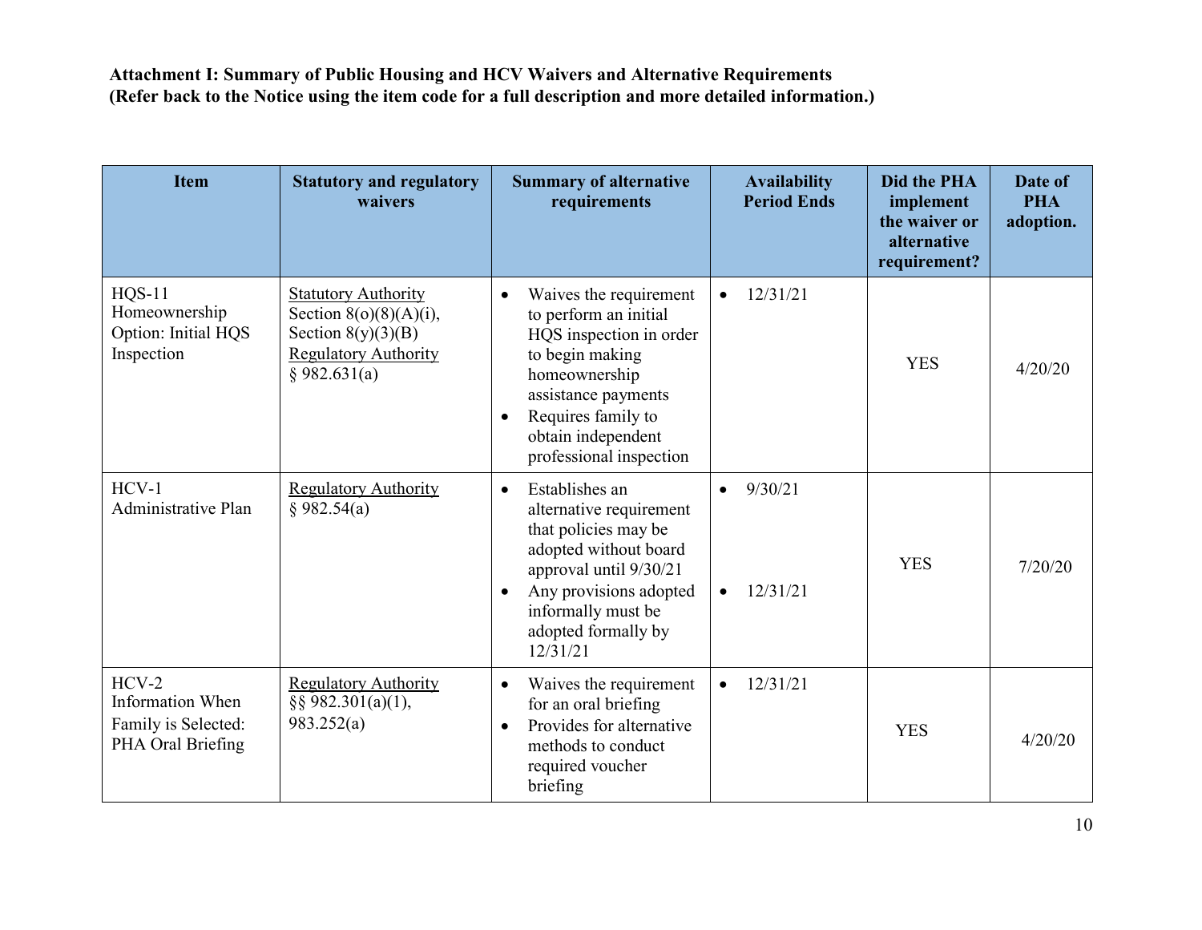**Attachment I: Summary of Public Housing and HCV Waivers and Alternative Requirements**
**(Refer back to the Notice using the item code for a full description and more detailed information.)**

| Item | Statutory and regulatory waivers | Summary of alternative requirements | Availability Period Ends | Did the PHA implement the waiver or alternative requirement? | Date of PHA adoption. |
|---|---|---|---|---|---|
| HQS-11 Homeownership Option: Initial HQS Inspection | Statutory Authority Section 8(o)(8)(A)(i), Section 8(y)(3)(B) Regulatory Authority § 982.631(a) | • Waives the requirement to perform an initial HQS inspection in order to begin making homeownership assistance payments<br>• Requires family to obtain independent professional inspection | • 12/31/21 | YES | 4/20/20 |
| HCV-1 Administrative Plan | Regulatory Authority § 982.54(a) | • Establishes an alternative requirement that policies may be adopted without board approval until 9/30/21<br>• Any provisions adopted informally must be adopted formally by 12/31/21 | • 9/30/21<br>• 12/31/21 | YES | 7/20/20 |
| HCV-2 Information When Family is Selected: PHA Oral Briefing | Regulatory Authority §§ 982.301(a)(1), 983.252(a) | • Waives the requirement for an oral briefing<br>• Provides for alternative methods to conduct required voucher briefing | • 12/31/21 | YES | 4/20/20 |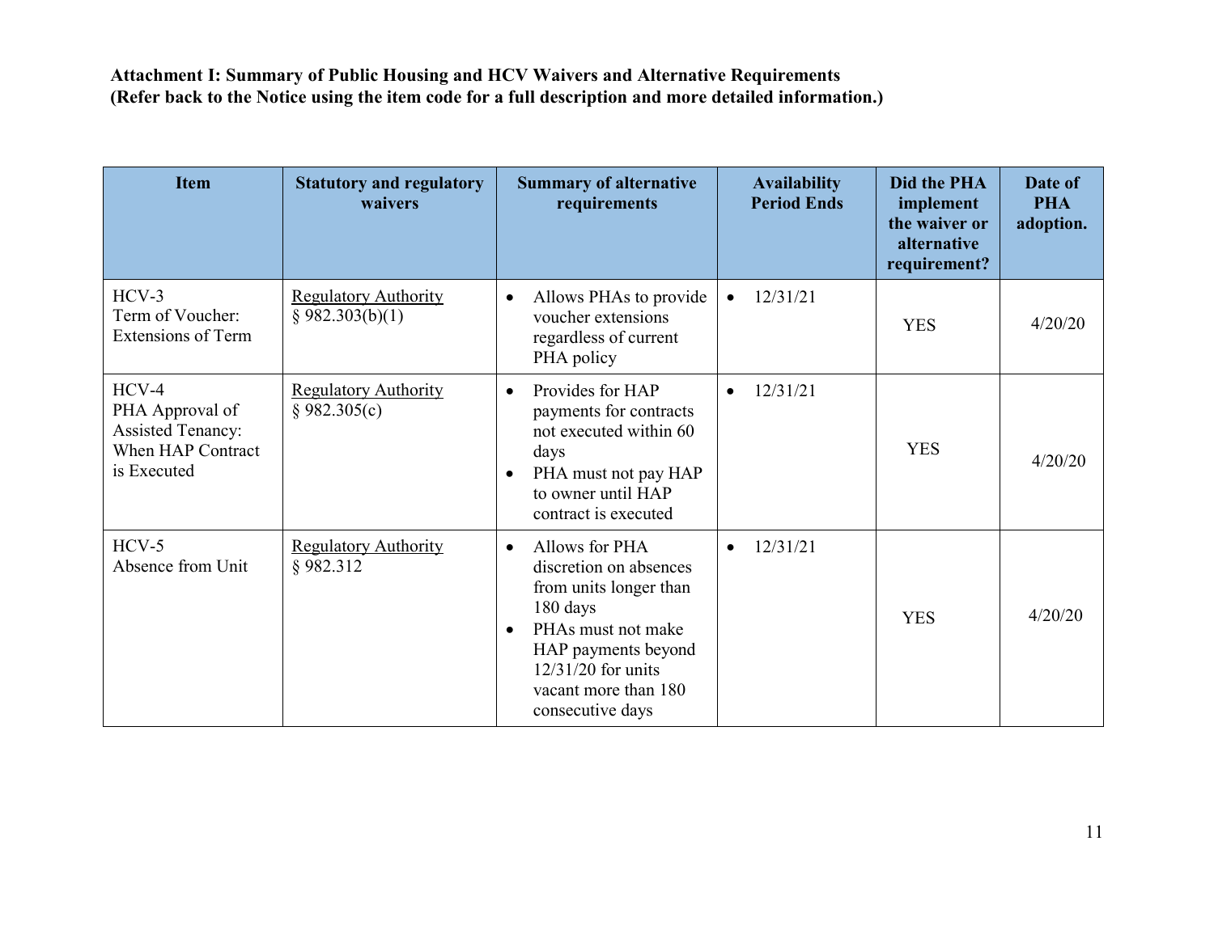**Attachment I: Summary of Public Housing and HCV Waivers and Alternative Requirements**
**(Refer back to the Notice using the item code for a full description and more detailed information.)**

| Item | Statutory and regulatory waivers | Summary of alternative requirements | Availability Period Ends | Did the PHA implement the waiver or alternative requirement? | Date of PHA adoption. |
|---|---|---|---|---|---|
| HCV-3<br>Term of Voucher: Extensions of Term | Regulatory Authority<br>§ 982.303(b)(1) | • Allows PHAs to provide voucher extensions regardless of current PHA policy | • 12/31/21 | YES | 4/20/20 |
| HCV-4<br>PHA Approval of Assisted Tenancy: When HAP Contract is Executed | Regulatory Authority<br>§ 982.305(c) | • Provides for HAP payments for contracts not executed within 60 days<br>• PHA must not pay HAP to owner until HAP contract is executed | • 12/31/21 | YES | 4/20/20 |
| HCV-5<br>Absence from Unit | Regulatory Authority<br>§ 982.312 | • Allows for PHA discretion on absences from units longer than 180 days<br>• PHAs must not make HAP payments beyond 12/31/20 for units vacant more than 180 consecutive days | • 12/31/21 | YES | 4/20/20 |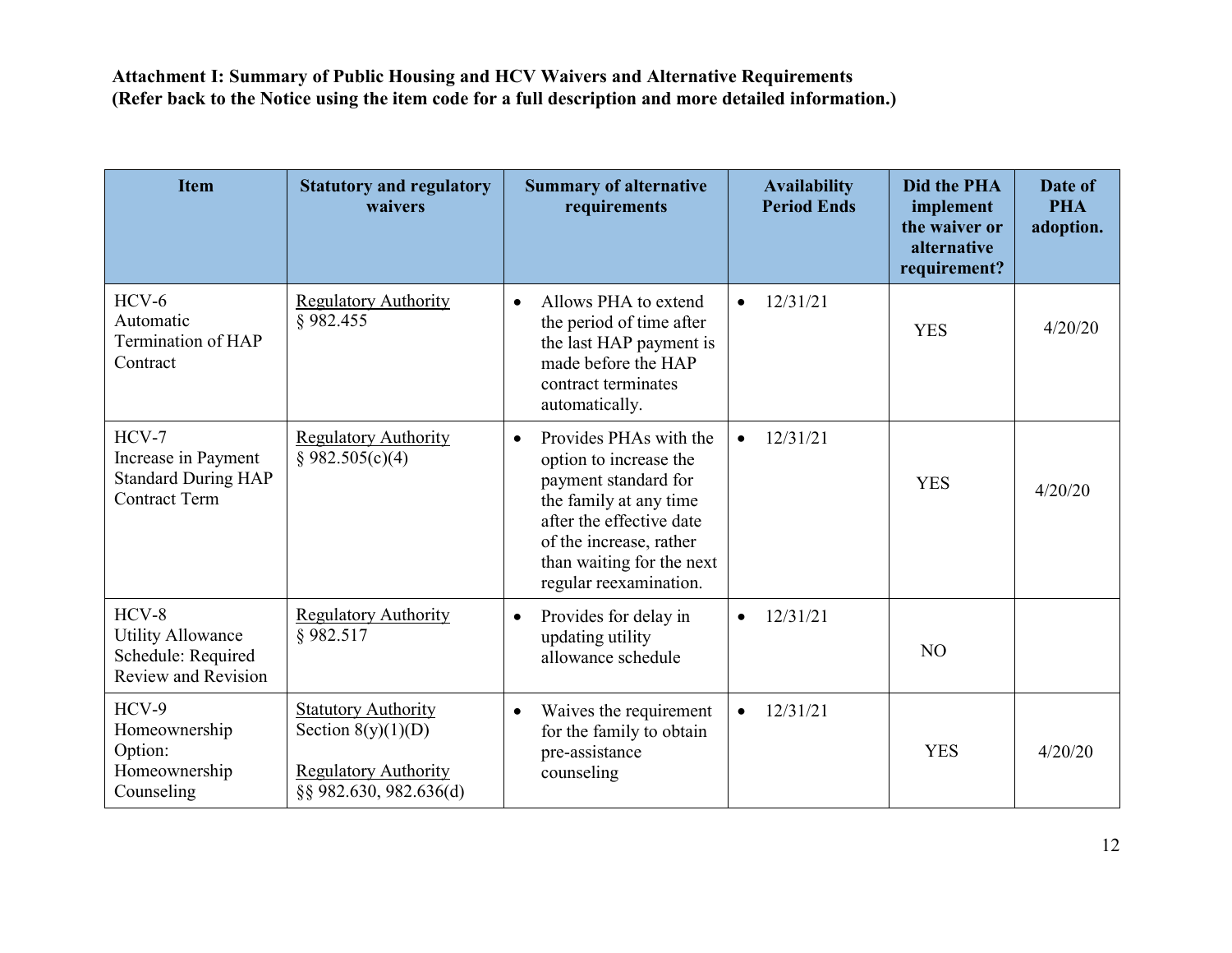**Attachment I: Summary of Public Housing and HCV Waivers and Alternative Requirements (Refer back to the Notice using the item code for a full description and more detailed information.)**

| Item | Statutory and regulatory waivers | Summary of alternative requirements | Availability Period Ends | Did the PHA implement the waiver or alternative requirement? | Date of PHA adoption. |
|---|---|---|---|---|---|
| HCV-6 Automatic Termination of HAP Contract | Regulatory Authority § 982.455 | • Allows PHA to extend the period of time after the last HAP payment is made before the HAP contract terminates automatically. | • 12/31/21 | YES | 4/20/20 |
| HCV-7 Increase in Payment Standard During HAP Contract Term | Regulatory Authority § 982.505(c)(4) | • Provides PHAs with the option to increase the payment standard for the family at any time after the effective date of the increase, rather than waiting for the next regular reexamination. | • 12/31/21 | YES | 4/20/20 |
| HCV-8 Utility Allowance Schedule: Required Review and Revision | Regulatory Authority § 982.517 | • Provides for delay in updating utility allowance schedule | • 12/31/21 | NO | |
| HCV-9 Homeownership Option: Homeownership Counseling | Statutory Authority Section 8(y)(1)(D)<br><br>Regulatory Authority §§ 982.630, 982.636(d) | • Waives the requirement for the family to obtain pre-assistance counseling | • 12/31/21 | YES | 4/20/20 |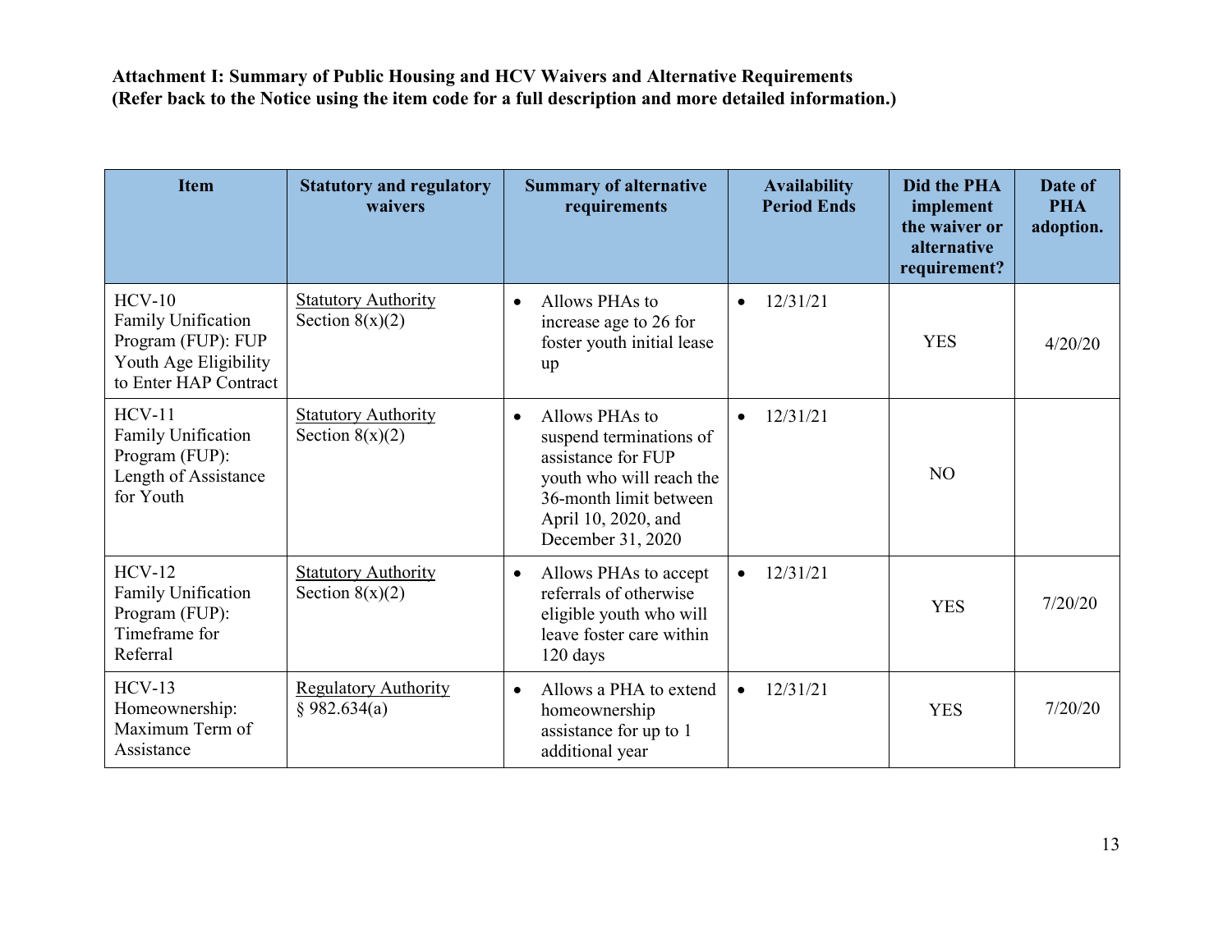**Attachment I: Summary of Public Housing and HCV Waivers and Alternative Requirements**
**(Refer back to the Notice using the item code for a full description and more detailed information.)**

| Item | Statutory and regulatory waivers | Summary of alternative requirements | Availability Period Ends | Did the PHA implement the waiver or alternative requirement? | Date of PHA adoption. |
|---|---|---|---|---|---|
| HCV-10 Family Unification Program (FUP): FUP Youth Age Eligibility to Enter HAP Contract | Statutory Authority Section 8(x)(2) | • Allows PHAs to increase age to 26 for foster youth initial lease up | • 12/31/21 | YES | 4/20/20 |
| HCV-11 Family Unification Program (FUP): Length of Assistance for Youth | Statutory Authority Section 8(x)(2) | • Allows PHAs to suspend terminations of assistance for FUP youth who will reach the 36-month limit between April 10, 2020, and December 31, 2020 | • 12/31/21 | NO | |
| HCV-12 Family Unification Program (FUP): Timeframe for Referral | Statutory Authority Section 8(x)(2) | • Allows PHAs to accept referrals of otherwise eligible youth who will leave foster care within 120 days | • 12/31/21 | YES | 7/20/20 |
| HCV-13 Homeownership: Maximum Term of Assistance | Regulatory Authority § 982.634(a) | • Allows a PHA to extend homeownership assistance for up to 1 additional year | • 12/31/21 | YES | 7/20/20 |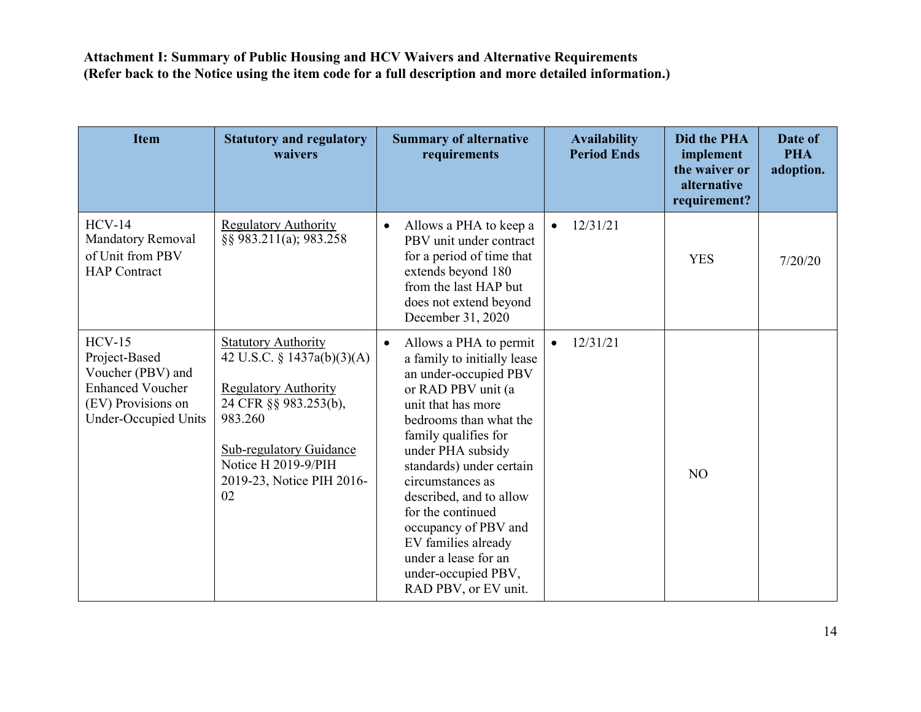**Attachment I: Summary of Public Housing and HCV Waivers and Alternative Requirements (Refer back to the Notice using the item code for a full description and more detailed information.)**

| Item | Statutory and regulatory waivers | Summary of alternative requirements | Availability Period Ends | Did the PHA implement the waiver or alternative requirement? | Date of PHA adoption. |
|---|---|---|---|---|---|
| HCV-14 Mandatory Removal of Unit from PBV HAP Contract | Regulatory Authority<br>§§ 983.211(a); 983.258 | • Allows a PHA to keep a PBV unit under contract for a period of time that extends beyond 180 from the last HAP but does not extend beyond December 31, 2020 | • 12/31/21 | YES | 7/20/20 |
| HCV-15 Project-Based Voucher (PBV) and Enhanced Voucher (EV) Provisions on Under-Occupied Units | Statutory Authority<br>42 U.S.C. § 1437a(b)(3)(A)<br><br>Regulatory Authority<br>24 CFR §§ 983.253(b), 983.260<br><br>Sub-regulatory Guidance<br>Notice H 2019-9/PIH 2019-23, Notice PIH 2016-02 | • Allows a PHA to permit a family to initially lease an under-occupied PBV or RAD PBV unit (a unit that has more bedrooms than what the family qualifies for under PHA subsidy standards) under certain circumstances as described, and to allow for the continued occupancy of PBV and EV families already under a lease for an under-occupied PBV, RAD PBV, or EV unit. | • 12/31/21 | NO | |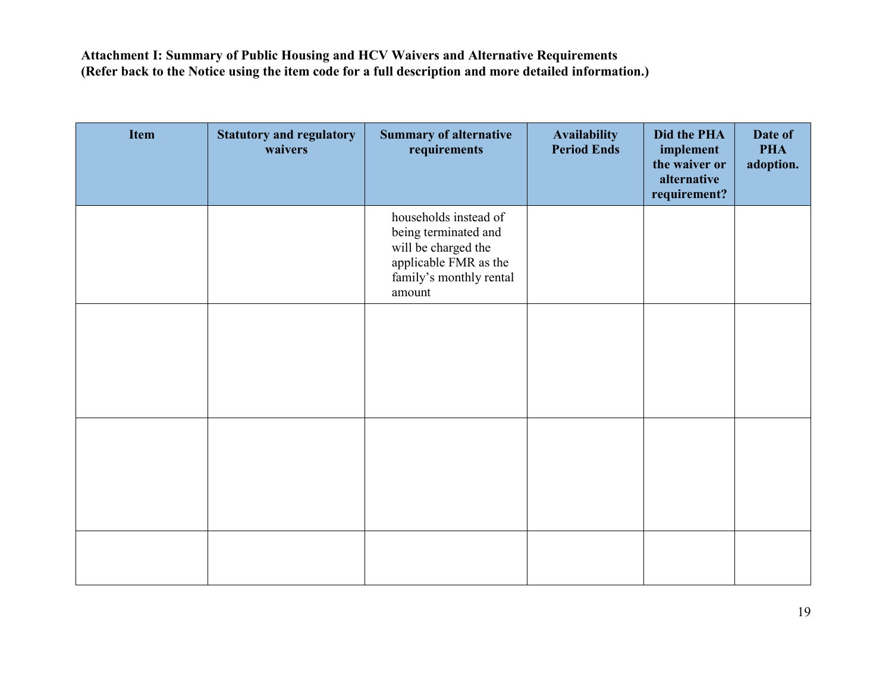**Attachment I: Summary of Public Housing and HCV Waivers and Alternative Requirements**
**(Refer back to the Notice using the item code for a full description and more detailed information.)**

| Item | Statutory and regulatory waivers | Summary of alternative requirements | Availability Period Ends | Did the PHA implement the waiver or alternative requirement? | Date of PHA adoption. |
|---|---|---|---|---|---|
| | | households instead of being terminated and will be charged the applicable FMR as the family's monthly rental amount | | | |
| | | | | | |
| | | | | | |
| | | | | | |